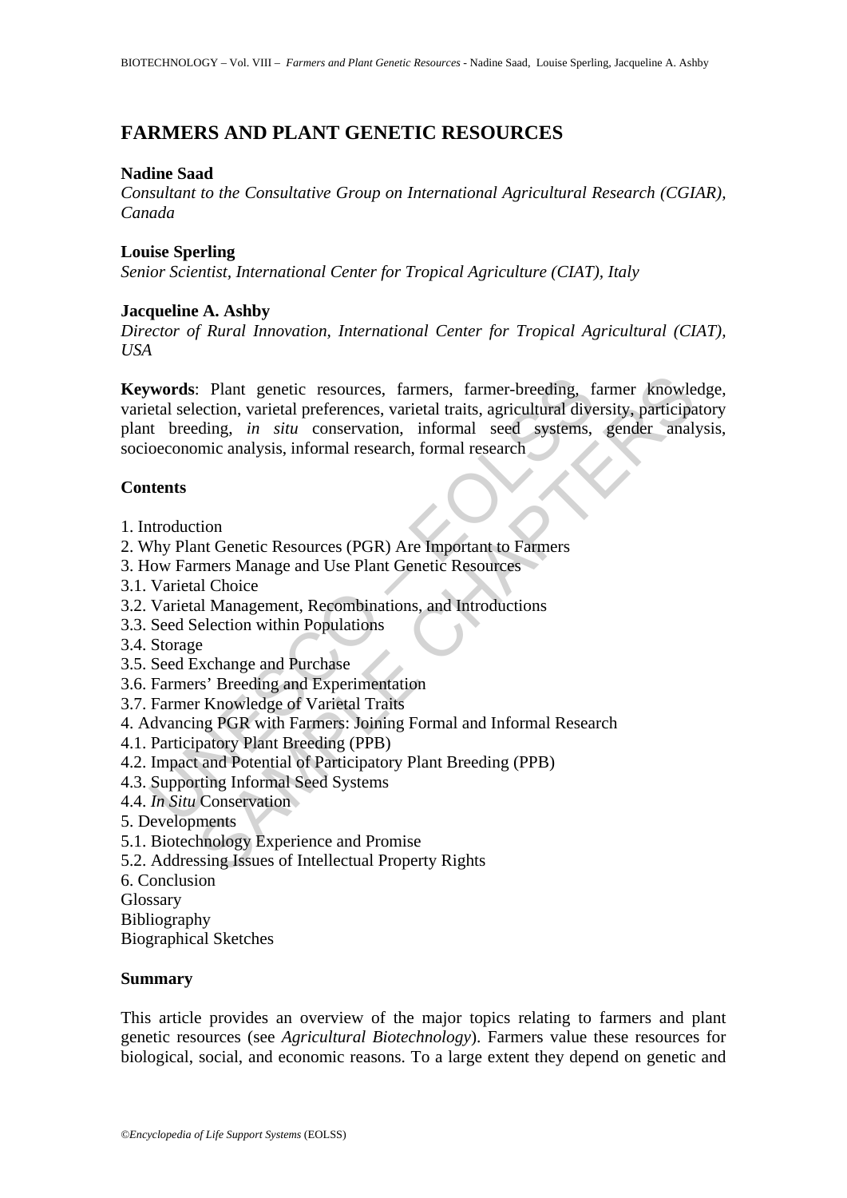# FARMERS AND PLANT GENETIC RESOURCES

**Nadine Saad**

*Consultant to the Consultative Group on International Agricultural Research (CGIAR), Canada*

**Louise Sperling**

*Senior Scientist, International Center for Tropical Agriculture (CIAT), Italy*

**Jacqueline A. Ashby**

*Director of Rural Innovation, International Center for Tropical Agricultural (CIAT), USA*

**Keywords**: Plant genetic resources, farmers, farmer-breeding, farmer knowledge, varietal selection, varietal preferences, varietal traits, agricultural diversity, participatory plant breeding, *in situ* conservation, informal seed systems, gender analysis, socioeconomic analysis, informal research, formal research

**Contents**

1. Introduction
2. Why Plant Genetic Resources (PGR) Are Important to Farmers
3. How Farmers Manage and Use Plant Genetic Resources
3.1. Varietal Choice
3.2. Varietal Management, Recombinations, and Introductions
3.3. Seed Selection within Populations
3.4. Storage
3.5. Seed Exchange and Purchase
3.6. Farmers' Breeding and Experimentation
3.7. Farmer Knowledge of Varietal Traits
4. Advancing PGR with Farmers: Joining Formal and Informal Research
4.1. Participatory Plant Breeding (PPB)
4.2. Impact and Potential of Participatory Plant Breeding (PPB)
4.3. Supporting Informal Seed Systems
4.4. *In Situ* Conservation
5. Developments
5.1. Biotechnology Experience and Promise
5.2. Addressing Issues of Intellectual Property Rights
6. Conclusion

Glossary

Bibliography

Biographical Sketches

**Summary**

This article provides an overview of the major topics relating to farmers and plant genetic resources (see *Agricultural Biotechnology*). Farmers value these resources for biological, social, and economic reasons. To a large extent they depend on genetic and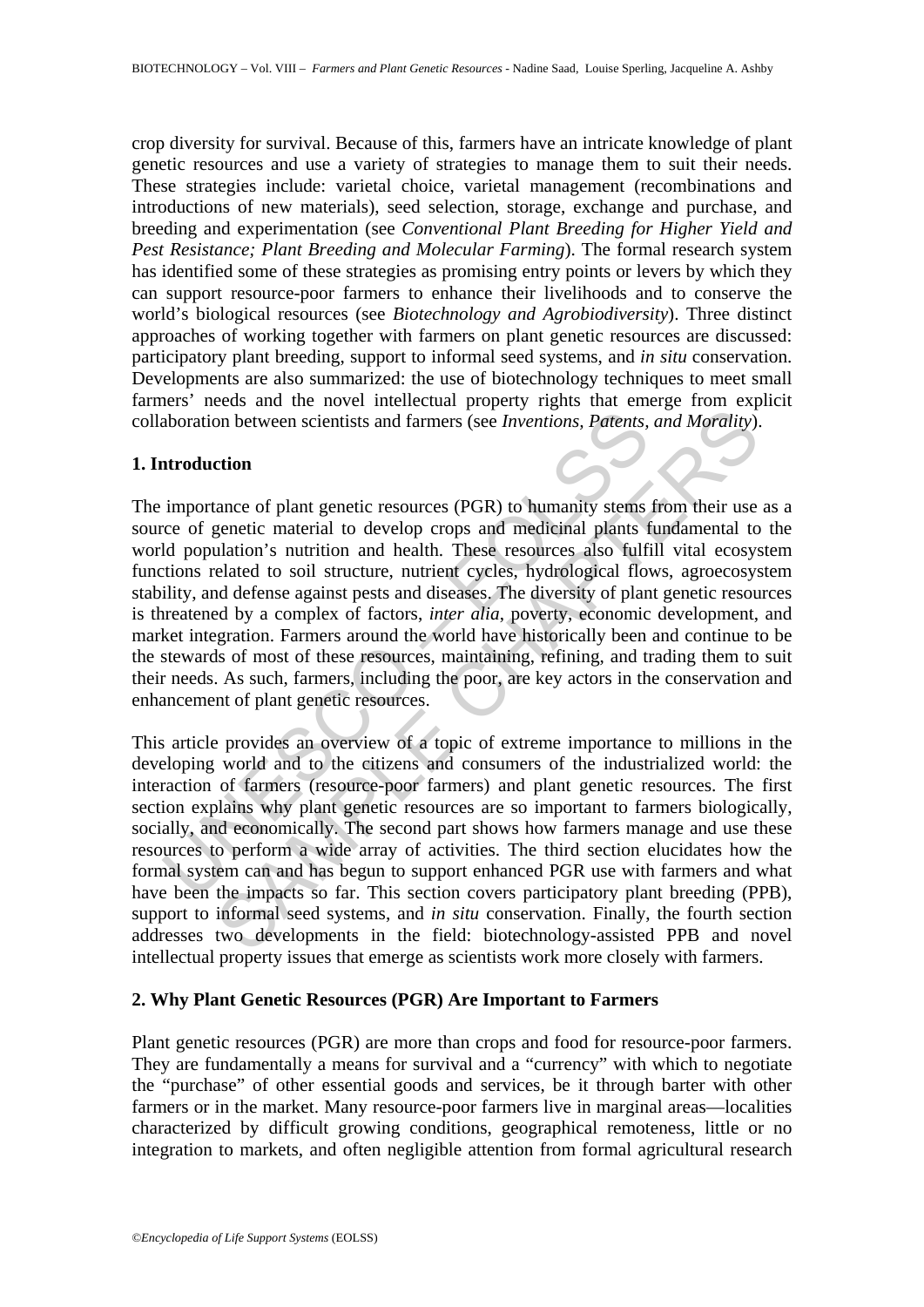crop diversity for survival. Because of this, farmers have an intricate knowledge of plant genetic resources and use a variety of strategies to manage them to suit their needs. These strategies include: varietal choice, varietal management (recombinations and introductions of new materials), seed selection, storage, exchange and purchase, and breeding and experimentation (see *Conventional Plant Breeding for Higher Yield and Pest Resistance; Plant Breeding and Molecular Farming*). The formal research system has identified some of these strategies as promising entry points or levers by which they can support resource-poor farmers to enhance their livelihoods and to conserve the world's biological resources (see *Biotechnology and Agrobiodiversity*). Three distinct approaches of working together with farmers on plant genetic resources are discussed: participatory plant breeding, support to informal seed systems, and *in situ* conservation. Developments are also summarized: the use of biotechnology techniques to meet small farmers' needs and the novel intellectual property rights that emerge from explicit collaboration between scientists and farmers (see *Inventions, Patents, and Morality*).

## 1. Introduction

The importance of plant genetic resources (PGR) to humanity stems from their use as a source of genetic material to develop crops and medicinal plants fundamental to the world population's nutrition and health. These resources also fulfill vital ecosystem functions related to soil structure, nutrient cycles, hydrological flows, agroecosystem stability, and defense against pests and diseases. The diversity of plant genetic resources is threatened by a complex of factors, *inter alia*, poverty, economic development, and market integration. Farmers around the world have historically been and continue to be the stewards of most of these resources, maintaining, refining, and trading them to suit their needs. As such, farmers, including the poor, are key actors in the conservation and enhancement of plant genetic resources.

This article provides an overview of a topic of extreme importance to millions in the developing world and to the citizens and consumers of the industrialized world: the interaction of farmers (resource-poor farmers) and plant genetic resources. The first section explains why plant genetic resources are so important to farmers biologically, socially, and economically. The second part shows how farmers manage and use these resources to perform a wide array of activities. The third section elucidates how the formal system can and has begun to support enhanced PGR use with farmers and what have been the impacts so far. This section covers participatory plant breeding (PPB), support to informal seed systems, and *in situ* conservation. Finally, the fourth section addresses two developments in the field: biotechnology-assisted PPB and novel intellectual property issues that emerge as scientists work more closely with farmers.

## 2. Why Plant Genetic Resources (PGR) Are Important to Farmers

Plant genetic resources (PGR) are more than crops and food for resource-poor farmers. They are fundamentally a means for survival and a "currency" with which to negotiate the "purchase" of other essential goods and services, be it through barter with other farmers or in the market. Many resource-poor farmers live in marginal areas—localities characterized by difficult growing conditions, geographical remoteness, little or no integration to markets, and often negligible attention from formal agricultural research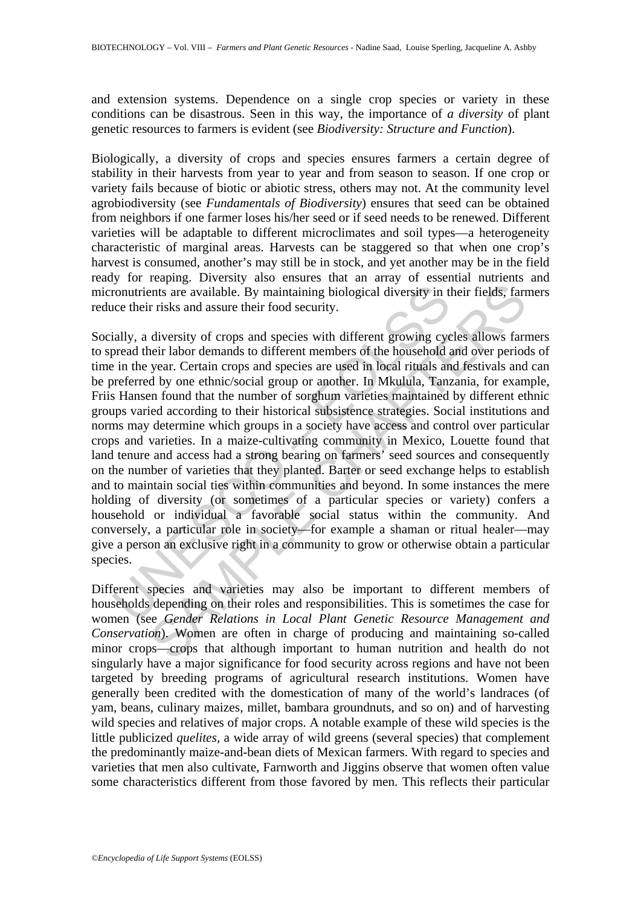and extension systems. Dependence on a single crop species or variety in these conditions can be disastrous. Seen in this way, the importance of *a diversity* of plant genetic resources to farmers is evident (see *Biodiversity: Structure and Function*).

Biologically, a diversity of crops and species ensures farmers a certain degree of stability in their harvests from year to year and from season to season. If one crop or variety fails because of biotic or abiotic stress, others may not. At the community level agrobiodiversity (see *Fundamentals of Biodiversity*) ensures that seed can be obtained from neighbors if one farmer loses his/her seed or if seed needs to be renewed. Different varieties will be adaptable to different microclimates and soil types—a heterogeneity characteristic of marginal areas. Harvests can be staggered so that when one crop's harvest is consumed, another's may still be in stock, and yet another may be in the field ready for reaping. Diversity also ensures that an array of essential nutrients and micronutrients are available. By maintaining biological diversity in their fields, farmers reduce their risks and assure their food security.

Socially, a diversity of crops and species with different growing cycles allows farmers to spread their labor demands to different members of the household and over periods of time in the year. Certain crops and species are used in local rituals and festivals and can be preferred by one ethnic/social group or another. In Mkulula, Tanzania, for example, Friis Hansen found that the number of sorghum varieties maintained by different ethnic groups varied according to their historical subsistence strategies. Social institutions and norms may determine which groups in a society have access and control over particular crops and varieties. In a maize-cultivating community in Mexico, Louette found that land tenure and access had a strong bearing on farmers' seed sources and consequently on the number of varieties that they planted. Barter or seed exchange helps to establish and to maintain social ties within communities and beyond. In some instances the mere holding of diversity (or sometimes of a particular species or variety) confers a household or individual a favorable social status within the community. And conversely, a particular role in society—for example a shaman or ritual healer—may give a person an exclusive right in a community to grow or otherwise obtain a particular species.

Different species and varieties may also be important to different members of households depending on their roles and responsibilities. This is sometimes the case for women (see *Gender Relations in Local Plant Genetic Resource Management and Conservation*). Women are often in charge of producing and maintaining so-called minor crops—crops that although important to human nutrition and health do not singularly have a major significance for food security across regions and have not been targeted by breeding programs of agricultural research institutions. Women have generally been credited with the domestication of many of the world's landraces (of yam, beans, culinary maizes, millet, bambara groundnuts, and so on) and of harvesting wild species and relatives of major crops. A notable example of these wild species is the little publicized *quelites*, a wide array of wild greens (several species) that complement the predominantly maize-and-bean diets of Mexican farmers. With regard to species and varieties that men also cultivate, Farnworth and Jiggins observe that women often value some characteristics different from those favored by men. This reflects their particular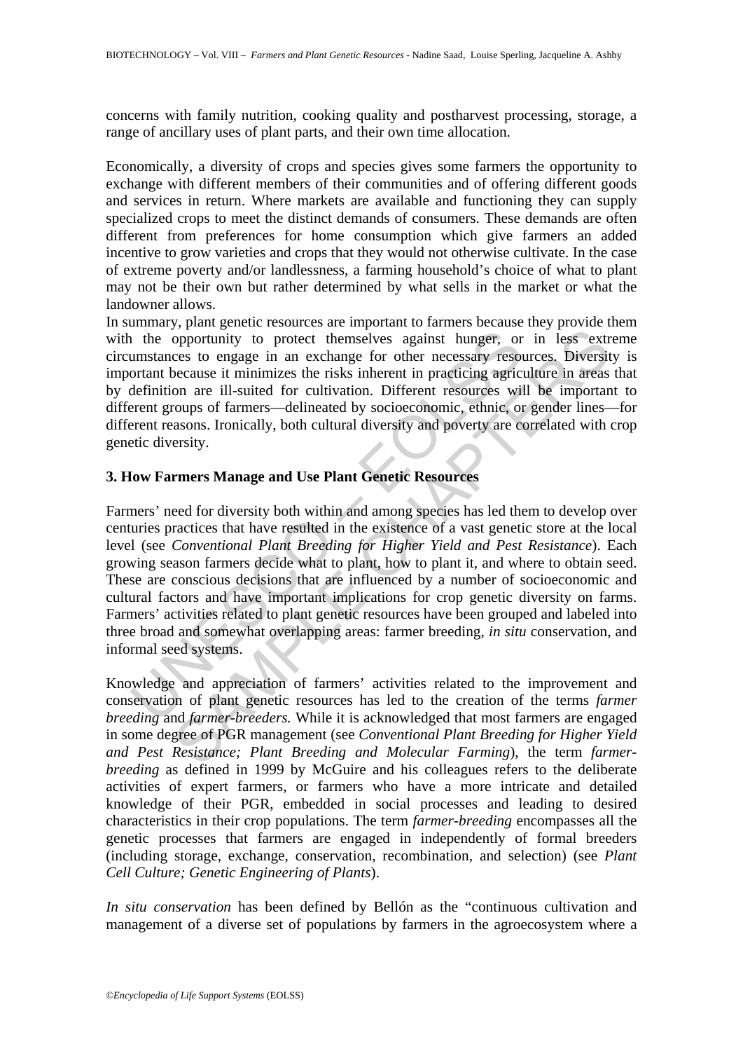concerns with family nutrition, cooking quality and postharvest processing, storage, a range of ancillary uses of plant parts, and their own time allocation.

Economically, a diversity of crops and species gives some farmers the opportunity to exchange with different members of their communities and of offering different goods and services in return. Where markets are available and functioning they can supply specialized crops to meet the distinct demands of consumers. These demands are often different from preferences for home consumption which give farmers an added incentive to grow varieties and crops that they would not otherwise cultivate. In the case of extreme poverty and/or landlessness, a farming household's choice of what to plant may not be their own but rather determined by what sells in the market or what the landowner allows.

In summary, plant genetic resources are important to farmers because they provide them with the opportunity to protect themselves against hunger, or in less extreme circumstances to engage in an exchange for other necessary resources. Diversity is important because it minimizes the risks inherent in practicing agriculture in areas that by definition are ill-suited for cultivation. Different resources will be important to different groups of farmers—delineated by socioeconomic, ethnic, or gender lines—for different reasons. Ironically, both cultural diversity and poverty are correlated with crop genetic diversity.

## 3. How Farmers Manage and Use Plant Genetic Resources

Farmers' need for diversity both within and among species has led them to develop over centuries practices that have resulted in the existence of a vast genetic store at the local level (see *Conventional Plant Breeding for Higher Yield and Pest Resistance*). Each growing season farmers decide what to plant, how to plant it, and where to obtain seed. These are conscious decisions that are influenced by a number of socioeconomic and cultural factors and have important implications for crop genetic diversity on farms. Farmers' activities related to plant genetic resources have been grouped and labeled into three broad and somewhat overlapping areas: farmer breeding, *in situ* conservation, and informal seed systems.

Knowledge and appreciation of farmers' activities related to the improvement and conservation of plant genetic resources has led to the creation of the terms *farmer breeding* and *farmer-breeders.* While it is acknowledged that most farmers are engaged in some degree of PGR management (see *Conventional Plant Breeding for Higher Yield and Pest Resistance; Plant Breeding and Molecular Farming*), the term *farmer-breeding* as defined in 1999 by McGuire and his colleagues refers to the deliberate activities of expert farmers, or farmers who have a more intricate and detailed knowledge of their PGR, embedded in social processes and leading to desired characteristics in their crop populations. The term *farmer-breeding* encompasses all the genetic processes that farmers are engaged in independently of formal breeders (including storage, exchange, conservation, recombination, and selection) (see *Plant Cell Culture; Genetic Engineering of Plants*).

*In situ conservation* has been defined by Bellón as the "continuous cultivation and management of a diverse set of populations by farmers in the agroecosystem where a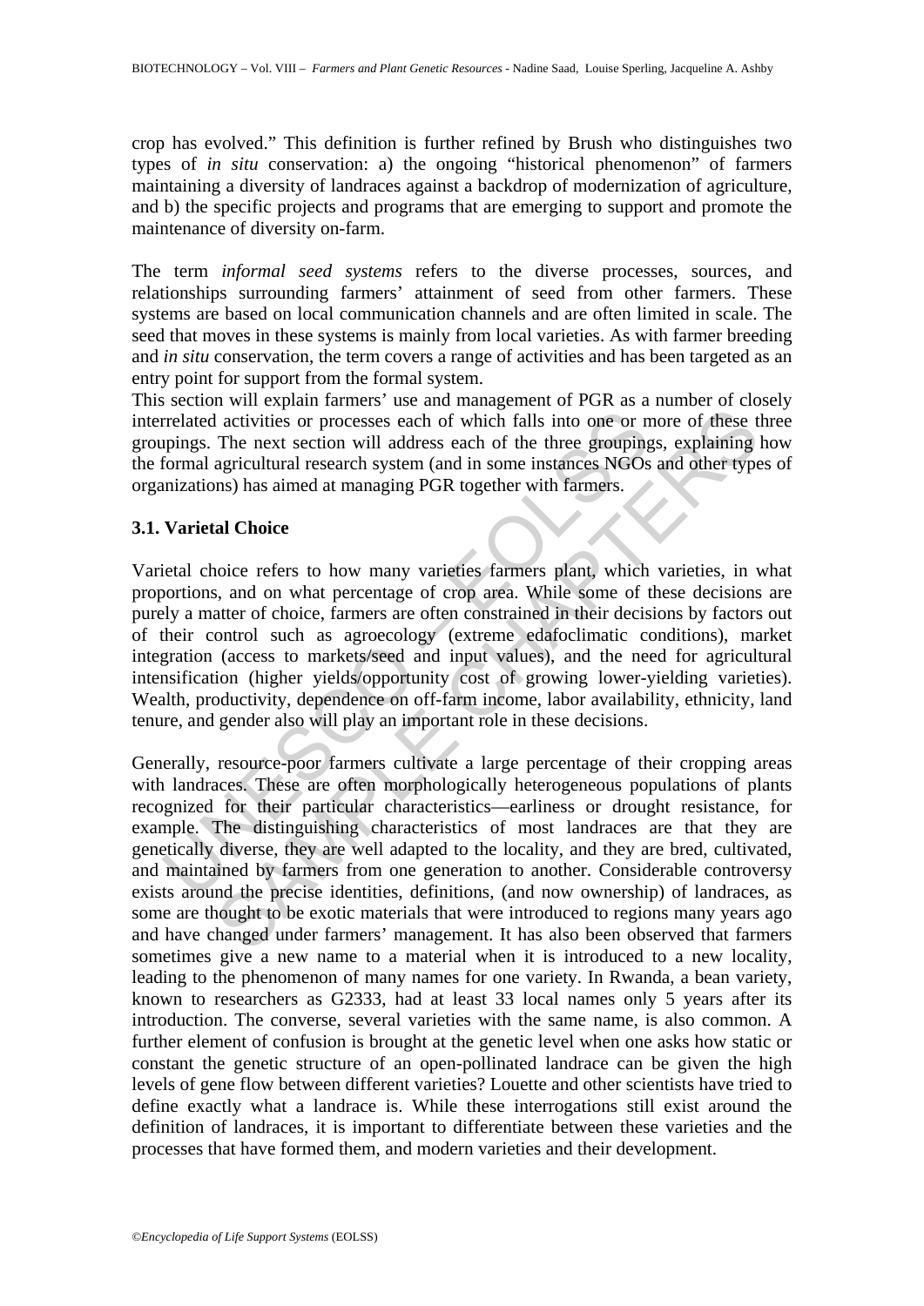crop has evolved." This definition is further refined by Brush who distinguishes two types of *in situ* conservation: a) the ongoing "historical phenomenon" of farmers maintaining a diversity of landraces against a backdrop of modernization of agriculture, and b) the specific projects and programs that are emerging to support and promote the maintenance of diversity on-farm.

The term *informal seed systems* refers to the diverse processes, sources, and relationships surrounding farmers' attainment of seed from other farmers. These systems are based on local communication channels and are often limited in scale. The seed that moves in these systems is mainly from local varieties. As with farmer breeding and *in situ* conservation, the term covers a range of activities and has been targeted as an entry point for support from the formal system.

This section will explain farmers' use and management of PGR as a number of closely interrelated activities or processes each of which falls into one or more of these three groupings. The next section will address each of the three groupings, explaining how the formal agricultural research system (and in some instances NGOs and other types of organizations) has aimed at managing PGR together with farmers.

### 3.1. Varietal Choice

Varietal choice refers to how many varieties farmers plant, which varieties, in what proportions, and on what percentage of crop area. While some of these decisions are purely a matter of choice, farmers are often constrained in their decisions by factors out of their control such as agroecology (extreme edafoclimatic conditions), market integration (access to markets/seed and input values), and the need for agricultural intensification (higher yields/opportunity cost of growing lower-yielding varieties). Wealth, productivity, dependence on off-farm income, labor availability, ethnicity, land tenure, and gender also will play an important role in these decisions.

Generally, resource-poor farmers cultivate a large percentage of their cropping areas with landraces. These are often morphologically heterogeneous populations of plants recognized for their particular characteristics—earliness or drought resistance, for example. The distinguishing characteristics of most landraces are that they are genetically diverse, they are well adapted to the locality, and they are bred, cultivated, and maintained by farmers from one generation to another. Considerable controversy exists around the precise identities, definitions, (and now ownership) of landraces, as some are thought to be exotic materials that were introduced to regions many years ago and have changed under farmers' management. It has also been observed that farmers sometimes give a new name to a material when it is introduced to a new locality, leading to the phenomenon of many names for one variety. In Rwanda, a bean variety, known to researchers as G2333, had at least 33 local names only 5 years after its introduction. The converse, several varieties with the same name, is also common. A further element of confusion is brought at the genetic level when one asks how static or constant the genetic structure of an open-pollinated landrace can be given the high levels of gene flow between different varieties? Louette and other scientists have tried to define exactly what a landrace is. While these interrogations still exist around the definition of landraces, it is important to differentiate between these varieties and the processes that have formed them, and modern varieties and their development.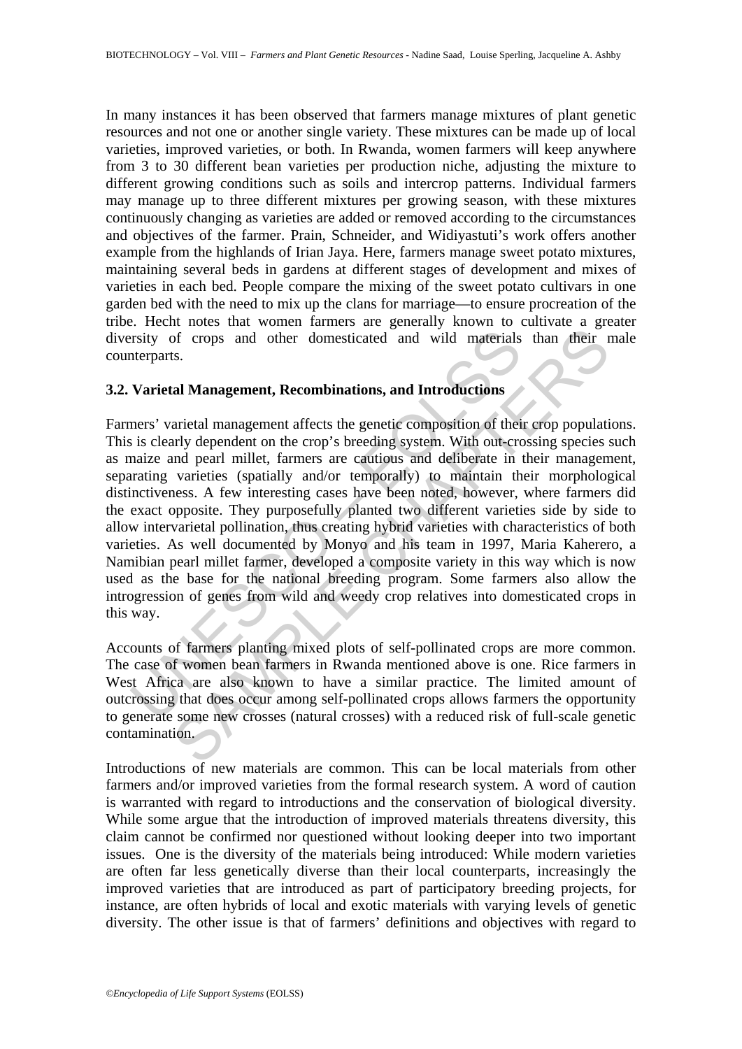In many instances it has been observed that farmers manage mixtures of plant genetic resources and not one or another single variety. These mixtures can be made up of local varieties, improved varieties, or both. In Rwanda, women farmers will keep anywhere from 3 to 30 different bean varieties per production niche, adjusting the mixture to different growing conditions such as soils and intercrop patterns. Individual farmers may manage up to three different mixtures per growing season, with these mixtures continuously changing as varieties are added or removed according to the circumstances and objectives of the farmer. Prain, Schneider, and Widiyastuti's work offers another example from the highlands of Irian Jaya. Here, farmers manage sweet potato mixtures, maintaining several beds in gardens at different stages of development and mixes of varieties in each bed. People compare the mixing of the sweet potato cultivars in one garden bed with the need to mix up the clans for marriage—to ensure procreation of the tribe. Hecht notes that women farmers are generally known to cultivate a greater diversity of crops and other domesticated and wild materials than their male counterparts.

### 3.2. Varietal Management, Recombinations, and Introductions

Farmers' varietal management affects the genetic composition of their crop populations. This is clearly dependent on the crop's breeding system. With out-crossing species such as maize and pearl millet, farmers are cautious and deliberate in their management, separating varieties (spatially and/or temporally) to maintain their morphological distinctiveness. A few interesting cases have been noted, however, where farmers did the exact opposite. They purposefully planted two different varieties side by side to allow intervarietal pollination, thus creating hybrid varieties with characteristics of both varieties. As well documented by Monyo and his team in 1997, Maria Kaherero, a Namibian pearl millet farmer, developed a composite variety in this way which is now used as the base for the national breeding program. Some farmers also allow the introgression of genes from wild and weedy crop relatives into domesticated crops in this way.

Accounts of farmers planting mixed plots of self-pollinated crops are more common. The case of women bean farmers in Rwanda mentioned above is one. Rice farmers in West Africa are also known to have a similar practice. The limited amount of outcrossing that does occur among self-pollinated crops allows farmers the opportunity to generate some new crosses (natural crosses) with a reduced risk of full-scale genetic contamination.

Introductions of new materials are common. This can be local materials from other farmers and/or improved varieties from the formal research system. A word of caution is warranted with regard to introductions and the conservation of biological diversity. While some argue that the introduction of improved materials threatens diversity, this claim cannot be confirmed nor questioned without looking deeper into two important issues. One is the diversity of the materials being introduced: While modern varieties are often far less genetically diverse than their local counterparts, increasingly the improved varieties that are introduced as part of participatory breeding projects, for instance, are often hybrids of local and exotic materials with varying levels of genetic diversity. The other issue is that of farmers' definitions and objectives with regard to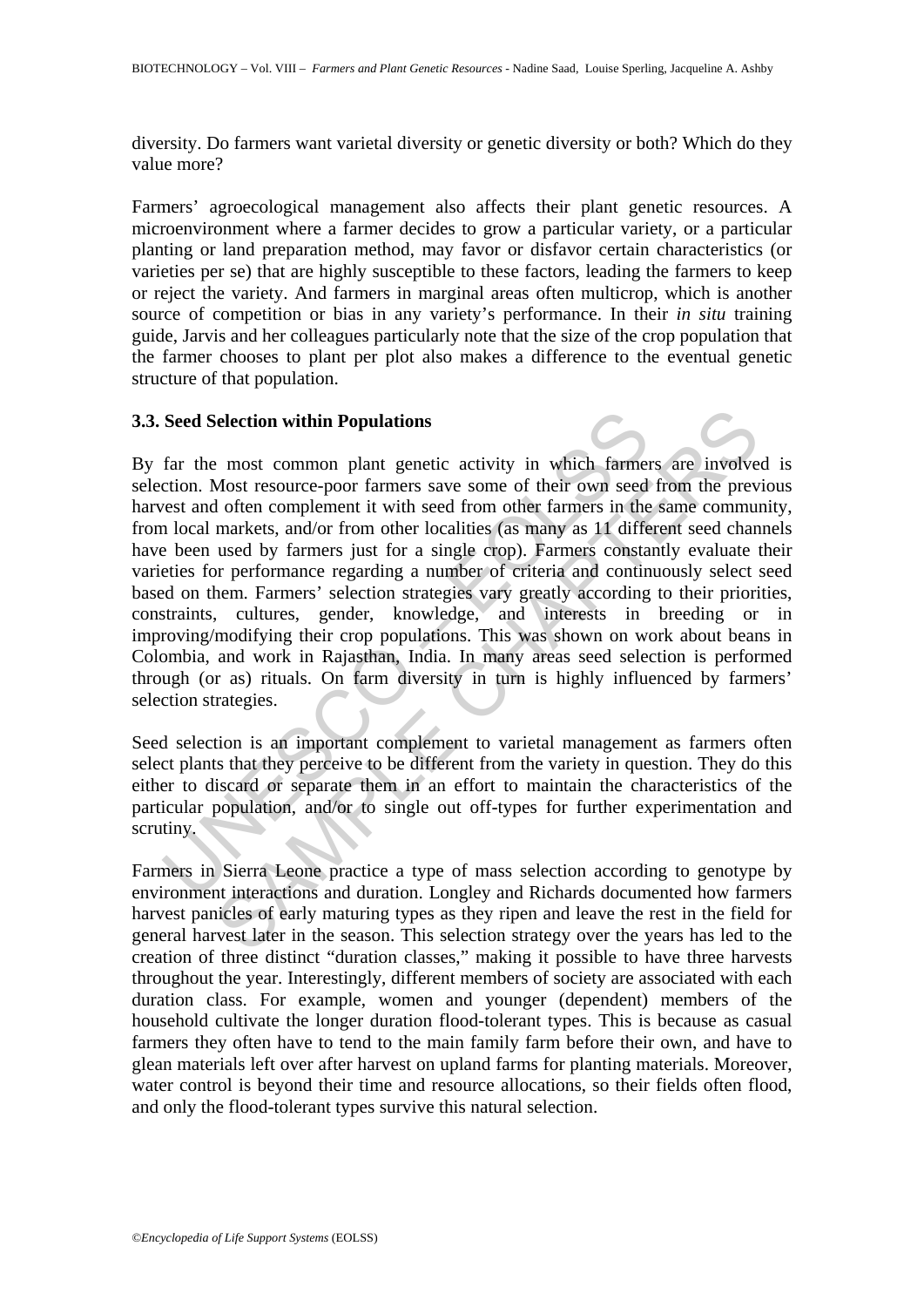diversity. Do farmers want varietal diversity or genetic diversity or both? Which do they value more?

Farmers' agroecological management also affects their plant genetic resources. A microenvironment where a farmer decides to grow a particular variety, or a particular planting or land preparation method, may favor or disfavor certain characteristics (or varieties per se) that are highly susceptible to these factors, leading the farmers to keep or reject the variety. And farmers in marginal areas often multicrop, which is another source of competition or bias in any variety's performance. In their *in situ* training guide, Jarvis and her colleagues particularly note that the size of the crop population that the farmer chooses to plant per plot also makes a difference to the eventual genetic structure of that population.

### 3.3. Seed Selection within Populations

By far the most common plant genetic activity in which farmers are involved is selection. Most resource-poor farmers save some of their own seed from the previous harvest and often complement it with seed from other farmers in the same community, from local markets, and/or from other localities (as many as 11 different seed channels have been used by farmers just for a single crop). Farmers constantly evaluate their varieties for performance regarding a number of criteria and continuously select seed based on them. Farmers' selection strategies vary greatly according to their priorities, constraints, cultures, gender, knowledge, and interests in breeding or in improving/modifying their crop populations. This was shown on work about beans in Colombia, and work in Rajasthan, India. In many areas seed selection is performed through (or as) rituals. On farm diversity in turn is highly influenced by farmers' selection strategies.

Seed selection is an important complement to varietal management as farmers often select plants that they perceive to be different from the variety in question. They do this either to discard or separate them in an effort to maintain the characteristics of the particular population, and/or to single out off-types for further experimentation and scrutiny.

Farmers in Sierra Leone practice a type of mass selection according to genotype by environment interactions and duration. Longley and Richards documented how farmers harvest panicles of early maturing types as they ripen and leave the rest in the field for general harvest later in the season. This selection strategy over the years has led to the creation of three distinct "duration classes," making it possible to have three harvests throughout the year. Interestingly, different members of society are associated with each duration class. For example, women and younger (dependent) members of the household cultivate the longer duration flood-tolerant types. This is because as casual farmers they often have to tend to the main family farm before their own, and have to glean materials left over after harvest on upland farms for planting materials. Moreover, water control is beyond their time and resource allocations, so their fields often flood, and only the flood-tolerant types survive this natural selection.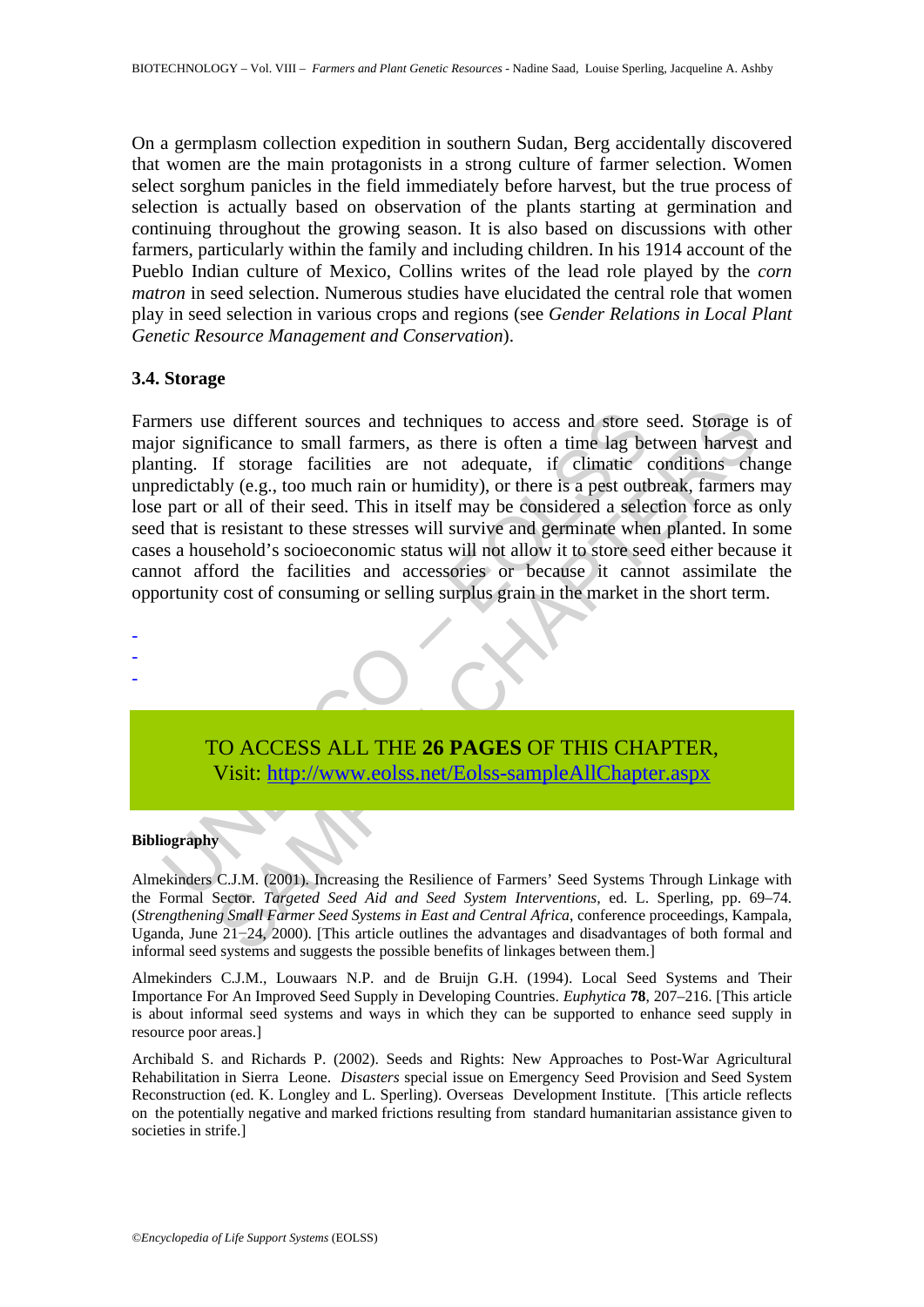On a germplasm collection expedition in southern Sudan, Berg accidentally discovered that women are the main protagonists in a strong culture of farmer selection. Women select sorghum panicles in the field immediately before harvest, but the true process of selection is actually based on observation of the plants starting at germination and continuing throughout the growing season. It is also based on discussions with other farmers, particularly within the family and including children. In his 1914 account of the Pueblo Indian culture of Mexico, Collins writes of the lead role played by the *corn matron* in seed selection. Numerous studies have elucidated the central role that women play in seed selection in various crops and regions (see *Gender Relations in Local Plant Genetic Resource Management and Conservation*).

### 3.4. Storage

Farmers use different sources and techniques to access and store seed. Storage is of major significance to small farmers, as there is often a time lag between harvest and planting. If storage facilities are not adequate, if climatic conditions change unpredictably (e.g., too much rain or humidity), or there is a pest outbreak, farmers may lose part or all of their seed. This in itself may be considered a selection force as only seed that is resistant to these stresses will survive and germinate when planted. In some cases a household's socioeconomic status will not allow it to store seed either because it cannot afford the facilities and accessories or because it cannot assimilate the opportunity cost of consuming or selling surplus grain in the market in the short term.

-
-
-

TO ACCESS ALL THE **26 PAGES** OF THIS CHAPTER,
Visit: http://www.eolss.net/Eolss-sampleAllChapter.aspx

#### Bibliography

Almekinders C.J.M. (2001). Increasing the Resilience of Farmers' Seed Systems Through Linkage with the Formal Sector. *Targeted Seed Aid and Seed System Interventions*, ed. L. Sperling, pp. 69–74. (*Strengthening Small Farmer Seed Systems in East and Central Africa*, conference proceedings, Kampala, Uganda, June 21–24, 2000). [This article outlines the advantages and disadvantages of both formal and informal seed systems and suggests the possible benefits of linkages between them.]

Almekinders C.J.M., Louwaars N.P. and de Bruijn G.H. (1994). Local Seed Systems and Their Importance For An Improved Seed Supply in Developing Countries. *Euphytica* **78**, 207–216. [This article is about informal seed systems and ways in which they can be supported to enhance seed supply in resource poor areas.]

Archibald S. and Richards P. (2002). Seeds and Rights: New Approaches to Post-War Agricultural Rehabilitation in Sierra Leone. *Disasters* special issue on Emergency Seed Provision and Seed System Reconstruction (ed. K. Longley and L. Sperling). Overseas Development Institute. [This article reflects on the potentially negative and marked frictions resulting from standard humanitarian assistance given to societies in strife.]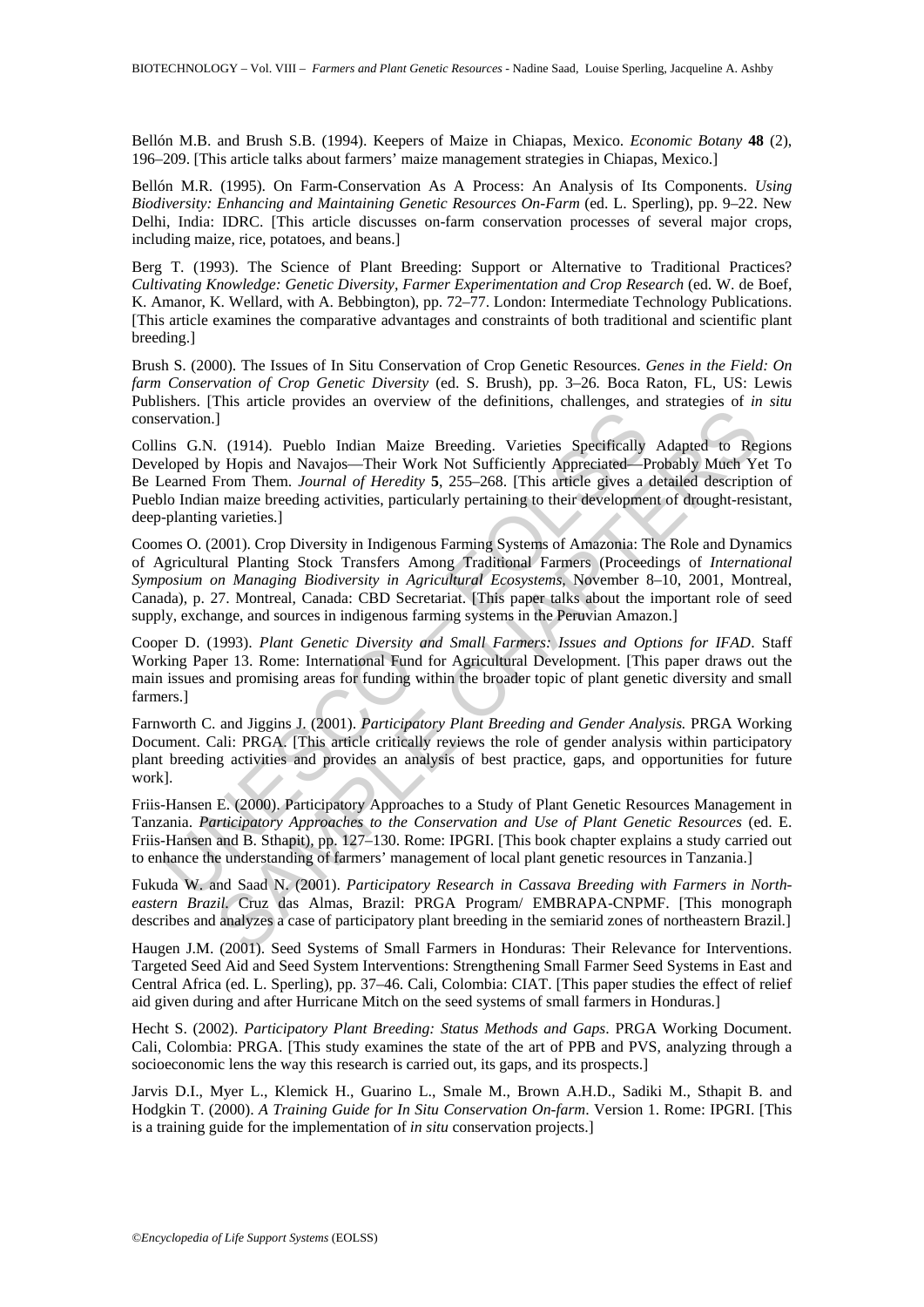Bellón M.B. and Brush S.B. (1994). Keepers of Maize in Chiapas, Mexico. *Economic Botany* **48** (2), 196–209. [This article talks about farmers' maize management strategies in Chiapas, Mexico.]

Bellón M.R. (1995). On Farm-Conservation As A Process: An Analysis of Its Components. *Using Biodiversity: Enhancing and Maintaining Genetic Resources On-Farm* (ed. L. Sperling), pp. 9–22. New Delhi, India: IDRC. [This article discusses on-farm conservation processes of several major crops, including maize, rice, potatoes, and beans.]

Berg T. (1993). The Science of Plant Breeding: Support or Alternative to Traditional Practices? *Cultivating Knowledge: Genetic Diversity, Farmer Experimentation and Crop Research* (ed. W. de Boef, K. Amanor, K. Wellard, with A. Bebbington), pp. 72–77. London: Intermediate Technology Publications. [This article examines the comparative advantages and constraints of both traditional and scientific plant breeding.]

Brush S. (2000). The Issues of In Situ Conservation of Crop Genetic Resources. *Genes in the Field: On farm Conservation of Crop Genetic Diversity* (ed. S. Brush), pp. 3–26. Boca Raton, FL, US: Lewis Publishers. [This article provides an overview of the definitions, challenges, and strategies of *in situ* conservation.]

Collins G.N. (1914). Pueblo Indian Maize Breeding. Varieties Specifically Adapted to Regions Developed by Hopis and Navajos—Their Work Not Sufficiently Appreciated—Probably Much Yet To Be Learned From Them. *Journal of Heredity* **5**, 255–268. [This article gives a detailed description of Pueblo Indian maize breeding activities, particularly pertaining to their development of drought-resistant, deep-planting varieties.]

Coomes O. (2001). Crop Diversity in Indigenous Farming Systems of Amazonia: The Role and Dynamics of Agricultural Planting Stock Transfers Among Traditional Farmers (Proceedings of *International Symposium on Managing Biodiversity in Agricultural Ecosystems*, November 8–10, 2001, Montreal, Canada), p. 27. Montreal, Canada: CBD Secretariat. [This paper talks about the important role of seed supply, exchange, and sources in indigenous farming systems in the Peruvian Amazon.]

Cooper D. (1993). *Plant Genetic Diversity and Small Farmers: Issues and Options for IFAD*. Staff Working Paper 13. Rome: International Fund for Agricultural Development. [This paper draws out the main issues and promising areas for funding within the broader topic of plant genetic diversity and small farmers.]

Farnworth C. and Jiggins J. (2001). *Participatory Plant Breeding and Gender Analysis.* PRGA Working Document. Cali: PRGA. [This article critically reviews the role of gender analysis within participatory plant breeding activities and provides an analysis of best practice, gaps, and opportunities for future work].

Friis-Hansen E. (2000). Participatory Approaches to a Study of Plant Genetic Resources Management in Tanzania. *Participatory Approaches to the Conservation and Use of Plant Genetic Resources* (ed. E. Friis-Hansen and B. Sthapit), pp. 127–130. Rome: IPGRI. [This book chapter explains a study carried out to enhance the understanding of farmers' management of local plant genetic resources in Tanzania.]

Fukuda W. and Saad N. (2001). *Participatory Research in Cassava Breeding with Farmers in Northeastern Brazil*. Cruz das Almas, Brazil: PRGA Program/ EMBRAPA-CNPMF. [This monograph describes and analyzes a case of participatory plant breeding in the semiarid zones of northeastern Brazil.]

Haugen J.M. (2001). Seed Systems of Small Farmers in Honduras: Their Relevance for Interventions. Targeted Seed Aid and Seed System Interventions: Strengthening Small Farmer Seed Systems in East and Central Africa (ed. L. Sperling), pp. 37–46. Cali, Colombia: CIAT. [This paper studies the effect of relief aid given during and after Hurricane Mitch on the seed systems of small farmers in Honduras.]

Hecht S. (2002). *Participatory Plant Breeding: Status Methods and Gaps*. PRGA Working Document. Cali, Colombia: PRGA. [This study examines the state of the art of PPB and PVS, analyzing through a socioeconomic lens the way this research is carried out, its gaps, and its prospects.]

Jarvis D.I., Myer L., Klemick H., Guarino L., Smale M., Brown A.H.D., Sadiki M., Sthapit B. and Hodgkin T. (2000). *A Training Guide for In Situ Conservation On-farm*. Version 1. Rome: IPGRI. [This is a training guide for the implementation of *in situ* conservation projects.]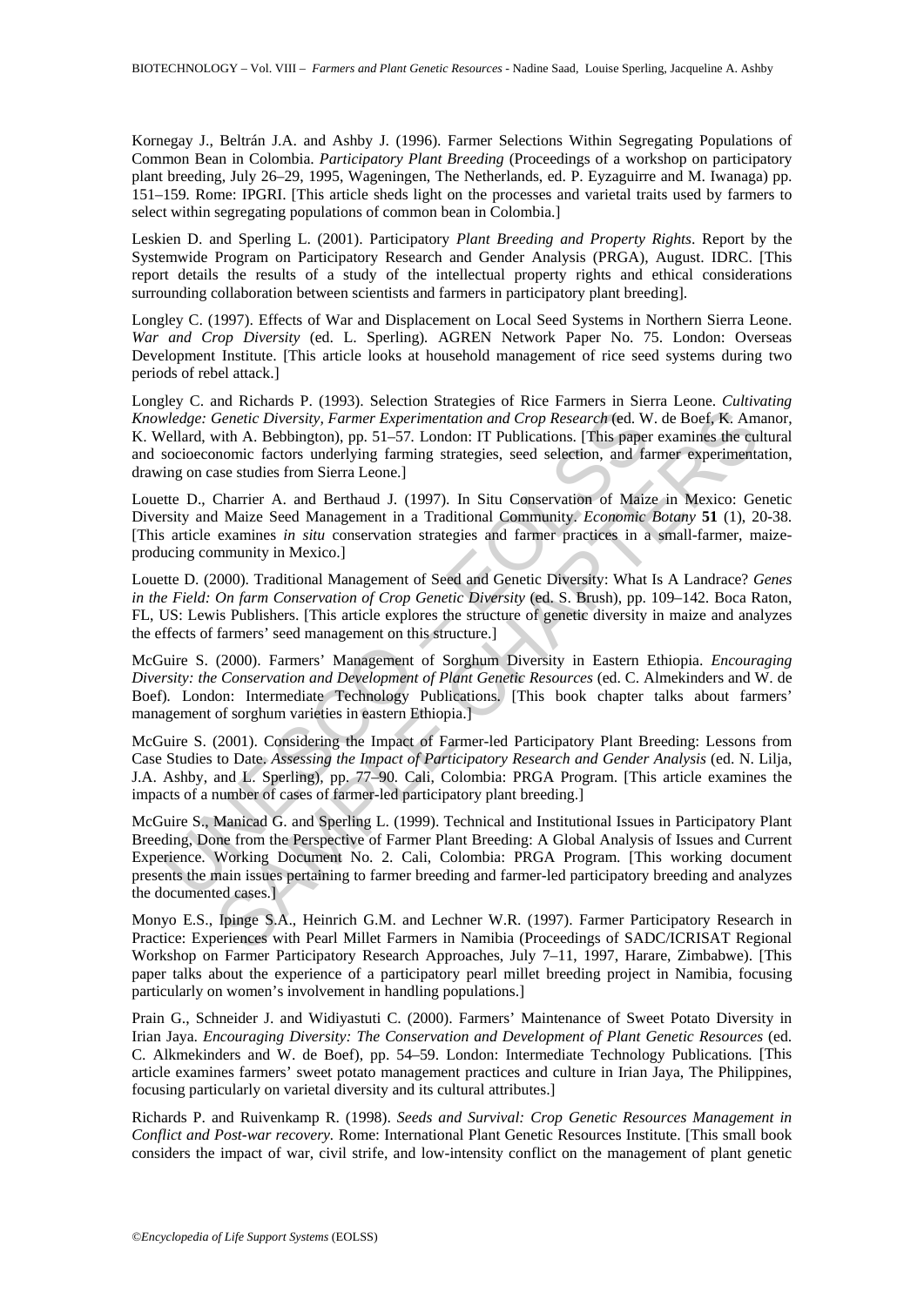Kornegay J., Beltrán J.A. and Ashby J. (1996). Farmer Selections Within Segregating Populations of Common Bean in Colombia. *Participatory Plant Breeding* (Proceedings of a workshop on participatory plant breeding, July 26–29, 1995, Wageningen, The Netherlands, ed. P. Eyzaguirre and M. Iwanaga) pp. 151–159. Rome: IPGRI. [This article sheds light on the processes and varietal traits used by farmers to select within segregating populations of common bean in Colombia.]

Leskien D. and Sperling L. (2001). Participatory *Plant Breeding and Property Rights*. Report by the Systemwide Program on Participatory Research and Gender Analysis (PRGA), August. IDRC. [This report details the results of a study of the intellectual property rights and ethical considerations surrounding collaboration between scientists and farmers in participatory plant breeding].

Longley C. (1997). Effects of War and Displacement on Local Seed Systems in Northern Sierra Leone. *War and Crop Diversity* (ed. L. Sperling). AGREN Network Paper No. 75. London: Overseas Development Institute. [This article looks at household management of rice seed systems during two periods of rebel attack.]

Longley C. and Richards P. (1993). Selection Strategies of Rice Farmers in Sierra Leone. *Cultivating Knowledge: Genetic Diversity, Farmer Experimentation and Crop Research* (ed. W. de Boef, K. Amanor, K. Wellard, with A. Bebbington), pp. 51–57. London: IT Publications. [This paper examines the cultural and socioeconomic factors underlying farming strategies, seed selection, and farmer experimentation, drawing on case studies from Sierra Leone.]

Louette D., Charrier A. and Berthaud J. (1997). In Situ Conservation of Maize in Mexico: Genetic Diversity and Maize Seed Management in a Traditional Community. *Economic Botany* **51** (1), 20-38. [This article examines *in situ* conservation strategies and farmer practices in a small-farmer, maize-producing community in Mexico.]

Louette D. (2000). Traditional Management of Seed and Genetic Diversity: What Is A Landrace? *Genes in the Field: On farm Conservation of Crop Genetic Diversity* (ed. S. Brush), pp. 109–142. Boca Raton, FL, US: Lewis Publishers. [This article explores the structure of genetic diversity in maize and analyzes the effects of farmers' seed management on this structure.]

McGuire S. (2000). Farmers' Management of Sorghum Diversity in Eastern Ethiopia. *Encouraging Diversity: the Conservation and Development of Plant Genetic Resources* (ed. C. Almekinders and W. de Boef). London: Intermediate Technology Publications. [This book chapter talks about farmers' management of sorghum varieties in eastern Ethiopia.]

McGuire S. (2001). Considering the Impact of Farmer-led Participatory Plant Breeding: Lessons from Case Studies to Date. *Assessing the Impact of Participatory Research and Gender Analysis* (ed. N. Lilja, J.A. Ashby, and L. Sperling), pp. 77–90. Cali, Colombia: PRGA Program. [This article examines the impacts of a number of cases of farmer-led participatory plant breeding.]

McGuire S., Manicad G. and Sperling L. (1999). Technical and Institutional Issues in Participatory Plant Breeding, Done from the Perspective of Farmer Plant Breeding: A Global Analysis of Issues and Current Experience. Working Document No. 2. Cali, Colombia: PRGA Program. [This working document presents the main issues pertaining to farmer breeding and farmer-led participatory breeding and analyzes the documented cases.]

Monyo E.S., Ipinge S.A., Heinrich G.M. and Lechner W.R. (1997). Farmer Participatory Research in Practice: Experiences with Pearl Millet Farmers in Namibia (Proceedings of SADC/ICRISAT Regional Workshop on Farmer Participatory Research Approaches, July 7–11, 1997, Harare, Zimbabwe). [This paper talks about the experience of a participatory pearl millet breeding project in Namibia, focusing particularly on women's involvement in handling populations.]

Prain G., Schneider J. and Widiyastuti C. (2000). Farmers' Maintenance of Sweet Potato Diversity in Irian Jaya. *Encouraging Diversity: The Conservation and Development of Plant Genetic Resources* (ed. C. Alkmekinders and W. de Boef), pp. 54–59. London: Intermediate Technology Publications*.* [This article examines farmers' sweet potato management practices and culture in Irian Jaya, The Philippines, focusing particularly on varietal diversity and its cultural attributes.]

Richards P. and Ruivenkamp R. (1998). *Seeds and Survival: Crop Genetic Resources Management in Conflict and Post-war recovery*. Rome: International Plant Genetic Resources Institute. [This small book considers the impact of war, civil strife, and low-intensity conflict on the management of plant genetic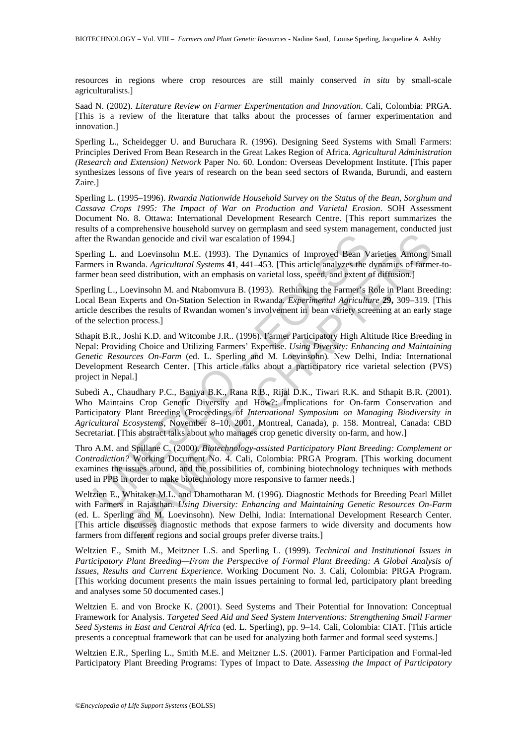resources in regions where crop resources are still mainly conserved *in situ* by small-scale agriculturalists.]

Saad N. (2002). *Literature Review on Farmer Experimentation and Innovation*. Cali, Colombia: PRGA. [This is a review of the literature that talks about the processes of farmer experimentation and innovation.]

Sperling L., Scheidegger U. and Buruchara R. (1996). Designing Seed Systems with Small Farmers: Principles Derived From Bean Research in the Great Lakes Region of Africa. *Agricultural Administration (Research and Extension) Network* Paper No. 60. London: Overseas Development Institute. [This paper synthesizes lessons of five years of research on the bean seed sectors of Rwanda, Burundi, and eastern Zaire.]

Sperling L. (1995–1996). *Rwanda Nationwide Household Survey on the Status of the Bean, Sorghum and Cassava Crops 1995: The Impact of War on Production and Varietal Erosion*. SOH Assessment Document No. 8. Ottawa: International Development Research Centre. [This report summarizes the results of a comprehensive household survey on germplasm and seed system management, conducted just after the Rwandan genocide and civil war escalation of 1994.]

Sperling L. and Loevinsohn M.E. (1993). The Dynamics of Improved Bean Varieties Among Small Farmers in Rwanda. *Agricultural Systems* **41**, 441–453. [This article analyzes the dynamics of farmer-to-farmer bean seed distribution, with an emphasis on varietal loss, speed, and extent of diffusion.]

Sperling L., Loevinsohn M. and Ntabomvura B. (1993). Rethinking the Farmer's Role in Plant Breeding: Local Bean Experts and On-Station Selection in Rwanda. *Experimental Agriculture* **29,** 309–319. [This article describes the results of Rwandan women's involvement in bean variety screening at an early stage of the selection process.]

Sthapit B.R., Joshi K.D. and Witcombe J.R.. (1996). Farmer Participatory High Altitude Rice Breeding in Nepal: Providing Choice and Utilizing Farmers' Expertise. *Using Diversity: Enhancing and Maintaining Genetic Resources On-Farm* (ed. L. Sperling and M. Loevinsohn). New Delhi, India: International Development Research Center. [This article talks about a participatory rice varietal selection (PVS) project in Nepal.]

Subedi A., Chaudhary P.C., Baniya B.K., Rana R.B., Rijal D.K., Tiwari R.K. and Sthapit B.R. (2001). Who Maintains Crop Genetic Diversity and How?: Implications for On-farm Conservation and Participatory Plant Breeding (Proceedings of *International Symposium on Managing Biodiversity in Agricultural Ecosystems*, November 8–10, 2001, Montreal, Canada), p. 158. Montreal, Canada: CBD Secretariat. [This abstract talks about who manages crop genetic diversity on-farm, and how.]

Thro A.M. and Spillane C. (2000). *Biotechnology-assisted Participatory Plant Breeding: Complement or Contradiction?* Working Document No. 4. Cali, Colombia: PRGA Program. [This working document examines the issues around, and the possibilities of, combining biotechnology techniques with methods used in PPB in order to make biotechnology more responsive to farmer needs.]

Weltzien E., Whitaker M.L. and Dhamotharan M. (1996). Diagnostic Methods for Breeding Pearl Millet with Farmers in Rajasthan. *Using Diversity: Enhancing and Maintaining Genetic Resources On-Farm* (ed. L. Sperling and M. Loevinsohn). New Delhi, India: International Development Research Center. [This article discusses diagnostic methods that expose farmers to wide diversity and documents how farmers from different regions and social groups prefer diverse traits.]

Weltzien E., Smith M., Meitzner L.S. and Sperling L. (1999). *Technical and Institutional Issues in Participatory Plant Breeding—From the Perspective of Formal Plant Breeding: A Global Analysis of Issues, Results and Current Experience*. Working Document No. 3. Cali, Colombia: PRGA Program. [This working document presents the main issues pertaining to formal led, participatory plant breeding and analyses some 50 documented cases.]

Weltzien E. and von Brocke K. (2001). Seed Systems and Their Potential for Innovation: Conceptual Framework for Analysis. *Targeted Seed Aid and Seed System Interventions: Strengthening Small Farmer Seed Systems in East and Central Africa* (ed. L. Sperling), pp. 9–14. Cali, Colombia: CIAT. [This article presents a conceptual framework that can be used for analyzing both farmer and formal seed systems.]

Weltzien E.R., Sperling L., Smith M.E. and Meitzner L.S. (2001). Farmer Participation and Formal-led Participatory Plant Breeding Programs: Types of Impact to Date. *Assessing the Impact of Participatory*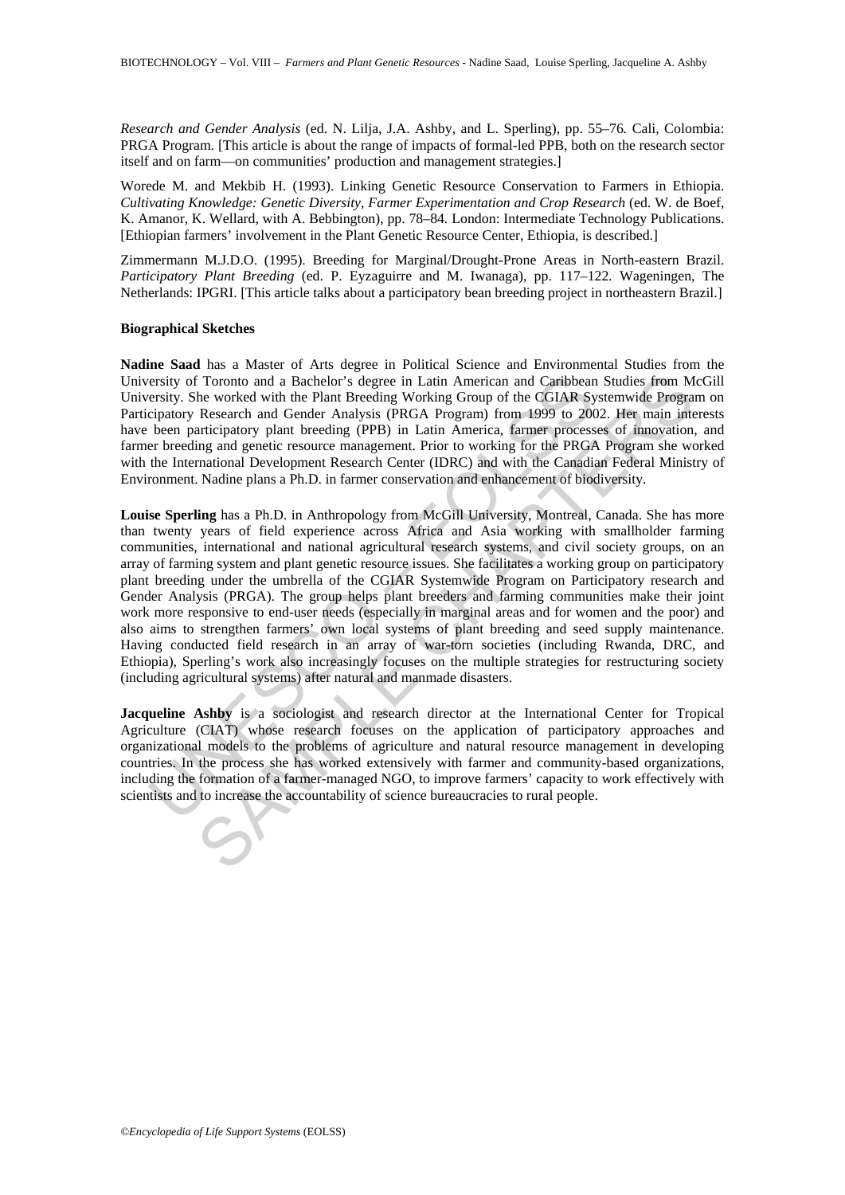*Research and Gender Analysis* (ed. N. Lilja, J.A. Ashby, and L. Sperling), pp. 55–76. Cali, Colombia: PRGA Program. [This article is about the range of impacts of formal-led PPB, both on the research sector itself and on farm—on communities' production and management strategies.]

Worede M. and Mekbib H. (1993). Linking Genetic Resource Conservation to Farmers in Ethiopia. *Cultivating Knowledge: Genetic Diversity, Farmer Experimentation and Crop Research* (ed. W. de Boef, K. Amanor, K. Wellard, with A. Bebbington), pp. 78–84. London: Intermediate Technology Publications. [Ethiopian farmers' involvement in the Plant Genetic Resource Center, Ethiopia, is described.]

Zimmermann M.J.D.O. (1995). Breeding for Marginal/Drought-Prone Areas in North-eastern Brazil. *Participatory Plant Breeding* (ed. P. Eyzaguirre and M. Iwanaga), pp. 117–122. Wageningen, The Netherlands: IPGRI. [This article talks about a participatory bean breeding project in northeastern Brazil.]

**Biographical Sketches**

**Nadine Saad** has a Master of Arts degree in Political Science and Environmental Studies from the University of Toronto and a Bachelor's degree in Latin American and Caribbean Studies from McGill University. She worked with the Plant Breeding Working Group of the CGIAR Systemwide Program on Participatory Research and Gender Analysis (PRGA Program) from 1999 to 2002. Her main interests have been participatory plant breeding (PPB) in Latin America, farmer processes of innovation, and farmer breeding and genetic resource management. Prior to working for the PRGA Program she worked with the International Development Research Center (IDRC) and with the Canadian Federal Ministry of Environment. Nadine plans a Ph.D. in farmer conservation and enhancement of biodiversity.

**Louise Sperling** has a Ph.D. in Anthropology from McGill University, Montreal, Canada. She has more than twenty years of field experience across Africa and Asia working with smallholder farming communities, international and national agricultural research systems, and civil society groups, on an array of farming system and plant genetic resource issues. She facilitates a working group on participatory plant breeding under the umbrella of the CGIAR Systemwide Program on Participatory research and Gender Analysis (PRGA). The group helps plant breeders and farming communities make their joint work more responsive to end-user needs (especially in marginal areas and for women and the poor) and also aims to strengthen farmers' own local systems of plant breeding and seed supply maintenance. Having conducted field research in an array of war-torn societies (including Rwanda, DRC, and Ethiopia), Sperling's work also increasingly focuses on the multiple strategies for restructuring society (including agricultural systems) after natural and manmade disasters.

**Jacqueline Ashby** is a sociologist and research director at the International Center for Tropical Agriculture (CIAT) whose research focuses on the application of participatory approaches and organizational models to the problems of agriculture and natural resource management in developing countries. In the process she has worked extensively with farmer and community-based organizations, including the formation of a farmer-managed NGO, to improve farmers' capacity to work effectively with scientists and to increase the accountability of science bureaucracies to rural people.